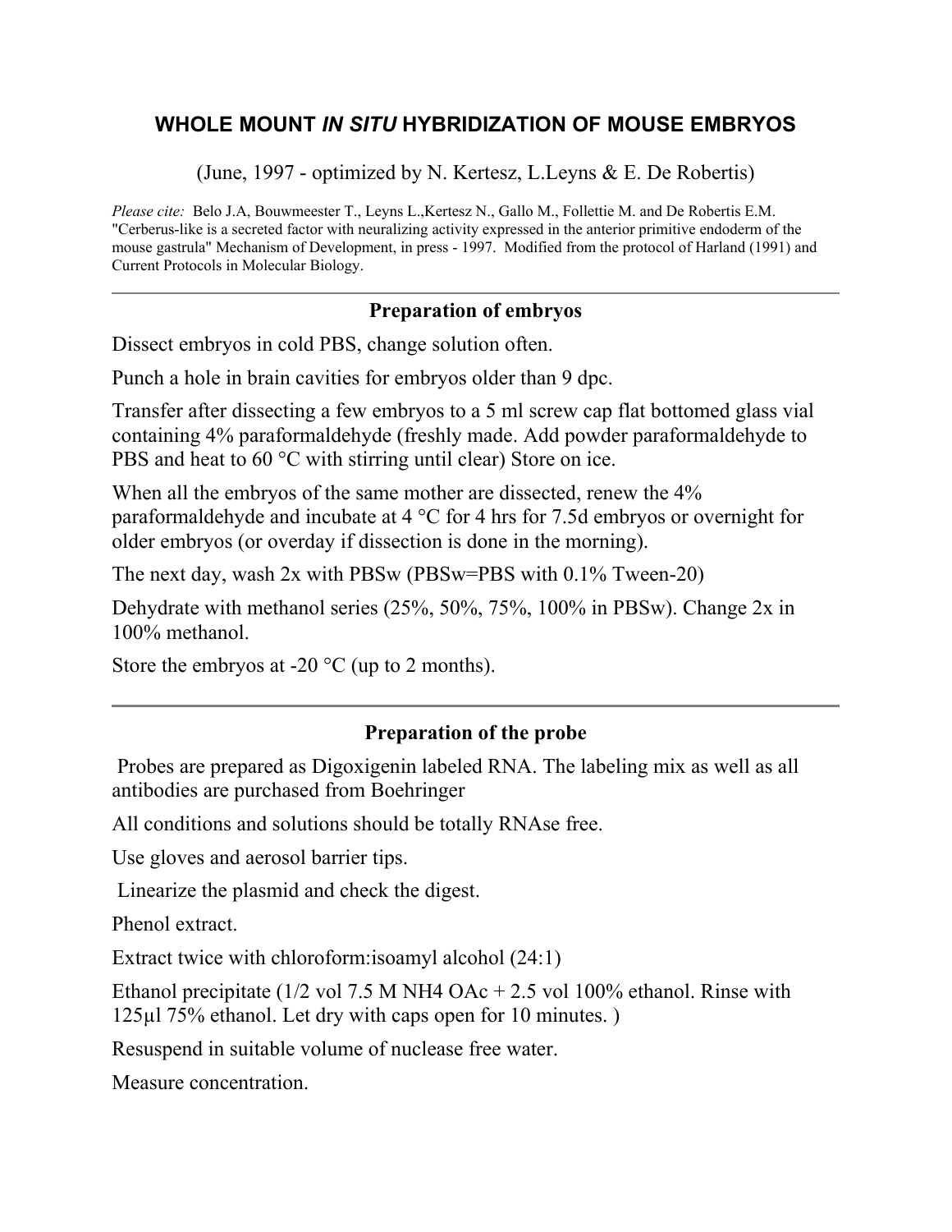# WHOLE MOUNT *IN SITU* HYBRIDIZATION OF MOUSE EMBRYOS

(June, 1997 - optimized by N. Kertesz, L.Leyns & E. De Robertis)

*Please cite:* Belo J.A, Bouwmeester T., Leyns L.,Kertesz N., Gallo M., Follettie M. and De Robertis E.M. "Cerberus-like is a secreted factor with neuralizing activity expressed in the anterior primitive endoderm of the mouse gastrula" Mechanism of Development, in press - 1997. Modified from the protocol of Harland (1991) and Current Protocols in Molecular Biology.

---

## Preparation of embryos

Dissect embryos in cold PBS, change solution often.

Punch a hole in brain cavities for embryos older than 9 dpc.

Transfer after dissecting a few embryos to a 5 ml screw cap flat bottomed glass vial containing 4% paraformaldehyde (freshly made. Add powder paraformaldehyde to PBS and heat to 60 °C with stirring until clear) Store on ice.

When all the embryos of the same mother are dissected, renew the 4% paraformaldehyde and incubate at 4 °C for 4 hrs for 7.5d embryos or overnight for older embryos (or overday if dissection is done in the morning).

The next day, wash 2x with PBSw (PBSw=PBS with 0.1% Tween-20)

Dehydrate with methanol series (25%, 50%, 75%, 100% in PBSw). Change 2x in 100% methanol.

Store the embryos at -20 °C (up to 2 months).

---

## Preparation of the probe

Probes are prepared as Digoxigenin labeled RNA. The labeling mix as well as all antibodies are purchased from Boehringer

All conditions and solutions should be totally RNAse free.

Use gloves and aerosol barrier tips.

Linearize the plasmid and check the digest.

Phenol extract.

Extract twice with chloroform:isoamyl alcohol (24:1)

Ethanol precipitate (1/2 vol 7.5 M $NH_4OAc$ + 2.5 vol 100% ethanol. Rinse with 125µl 75% ethanol. Let dry with caps open for 10 minutes. )

Resuspend in suitable volume of nuclease free water.

Measure concentration.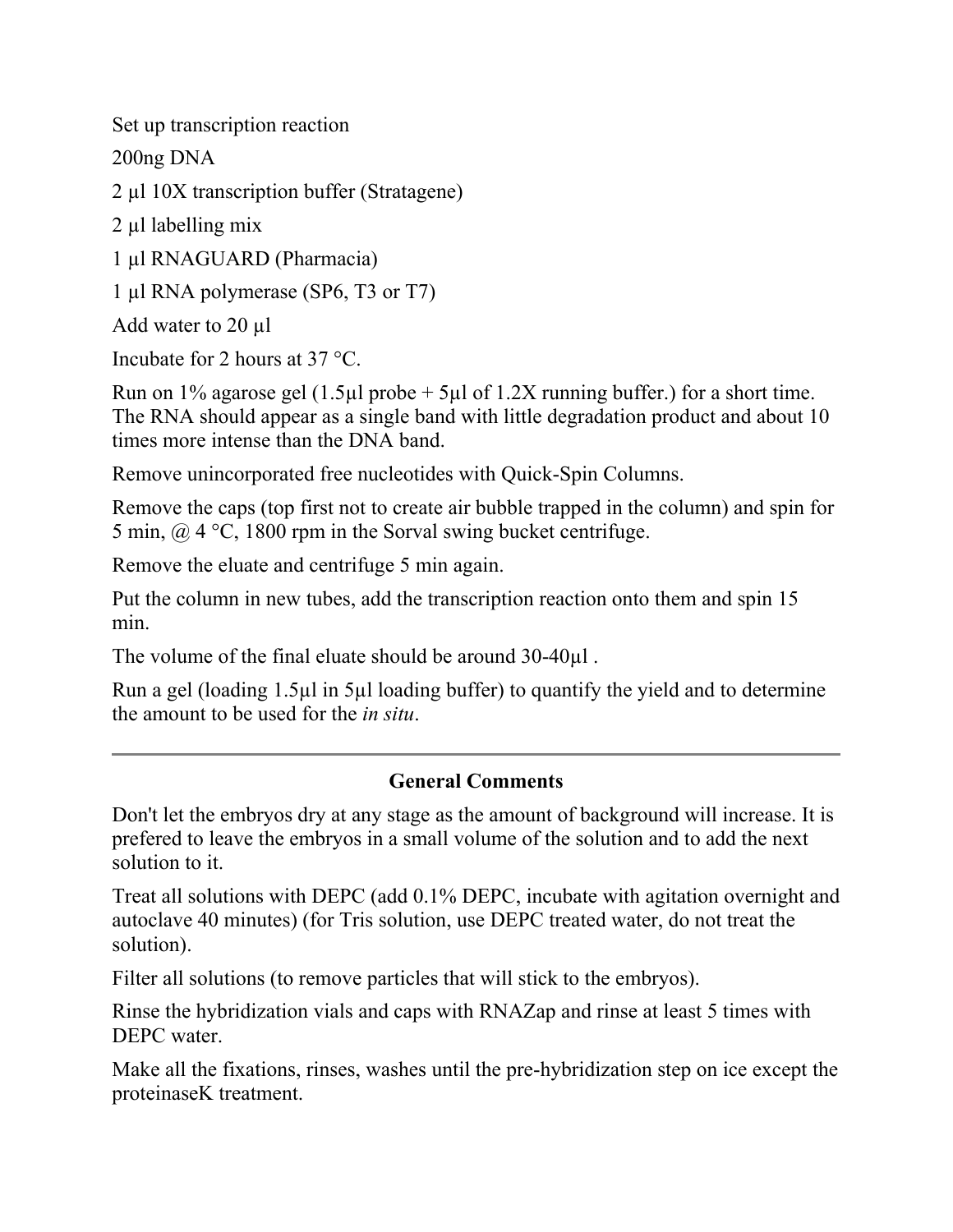Set up transcription reaction

200ng DNA

2 µl 10X transcription buffer (Stratagene)

2 µl labelling mix

1 µl RNAGUARD (Pharmacia)

1 µl RNA polymerase (SP6, T3 or T7)

Add water to 20 µl

Incubate for 2 hours at 37 °C.

Run on 1% agarose gel (1.5µl probe + 5µl of 1.2X running buffer.) for a short time. The RNA should appear as a single band with little degradation product and about 10 times more intense than the DNA band.

Remove unincorporated free nucleotides with Quick-Spin Columns.

Remove the caps (top first not to create air bubble trapped in the column) and spin for 5 min, @ 4 °C, 1800 rpm in the Sorval swing bucket centrifuge.

Remove the eluate and centrifuge 5 min again.

Put the column in new tubes, add the transcription reaction onto them and spin 15 min.

The volume of the final eluate should be around 30-40µl .

Run a gel (loading 1.5µl in 5µl loading buffer) to quantify the yield and to determine the amount to be used for the *in situ*.

---

## General Comments

Don't let the embryos dry at any stage as the amount of background will increase. It is prefered to leave the embryos in a small volume of the solution and to add the next solution to it.

Treat all solutions with DEPC (add 0.1% DEPC, incubate with agitation overnight and autoclave 40 minutes) (for Tris solution, use DEPC treated water, do not treat the solution).

Filter all solutions (to remove particles that will stick to the embryos).

Rinse the hybridization vials and caps with RNAZap and rinse at least 5 times with DEPC water.

Make all the fixations, rinses, washes until the pre-hybridization step on ice except the proteinaseK treatment.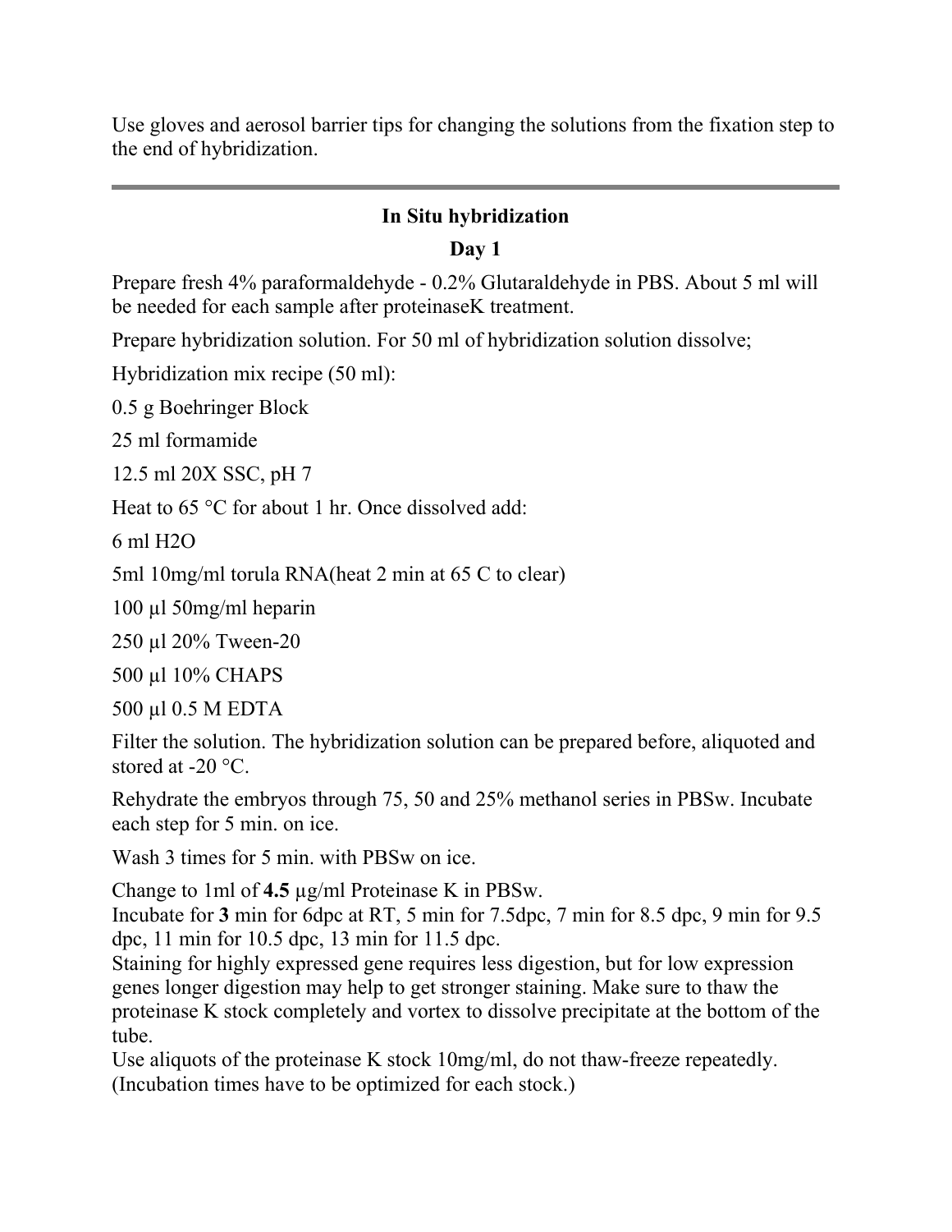Use gloves and aerosol barrier tips for changing the solutions from the fixation step to the end of hybridization.

---

## In Situ hybridization

### Day 1

Prepare fresh 4% paraformaldehyde - 0.2% Glutaraldehyde in PBS. About 5 ml will be needed for each sample after proteinaseK treatment.

Prepare hybridization solution. For 50 ml of hybridization solution dissolve;

Hybridization mix recipe (50 ml):

0.5 g Boehringer Block

25 ml formamide

12.5 ml 20X SSC, pH 7

Heat to 65 °C for about 1 hr. Once dissolved add:

6 ml $H_2O$

5ml 10mg/ml torula RNA(heat 2 min at 65 C to clear)

100 µl 50mg/ml heparin

250 µl 20% Tween-20

500 µl 10% CHAPS

500 µl 0.5 M EDTA

Filter the solution. The hybridization solution can be prepared before, aliquoted and stored at -20 °C.

Rehydrate the embryos through 75, 50 and 25% methanol series in PBSw. Incubate each step for 5 min. on ice.

Wash 3 times for 5 min. with PBSw on ice.

Change to 1ml of **4.5** µg/ml Proteinase K in PBSw.
Incubate for **3** min for 6dpc at RT, 5 min for 7.5dpc, 7 min for 8.5 dpc, 9 min for 9.5 dpc, 11 min for 10.5 dpc, 13 min for 11.5 dpc.
Staining for highly expressed gene requires less digestion, but for low expression genes longer digestion may help to get stronger staining. Make sure to thaw the proteinase K stock completely and vortex to dissolve precipitate at the bottom of the tube.
Use aliquots of the proteinase K stock 10mg/ml, do not thaw-freeze repeatedly. (Incubation times have to be optimized for each stock.)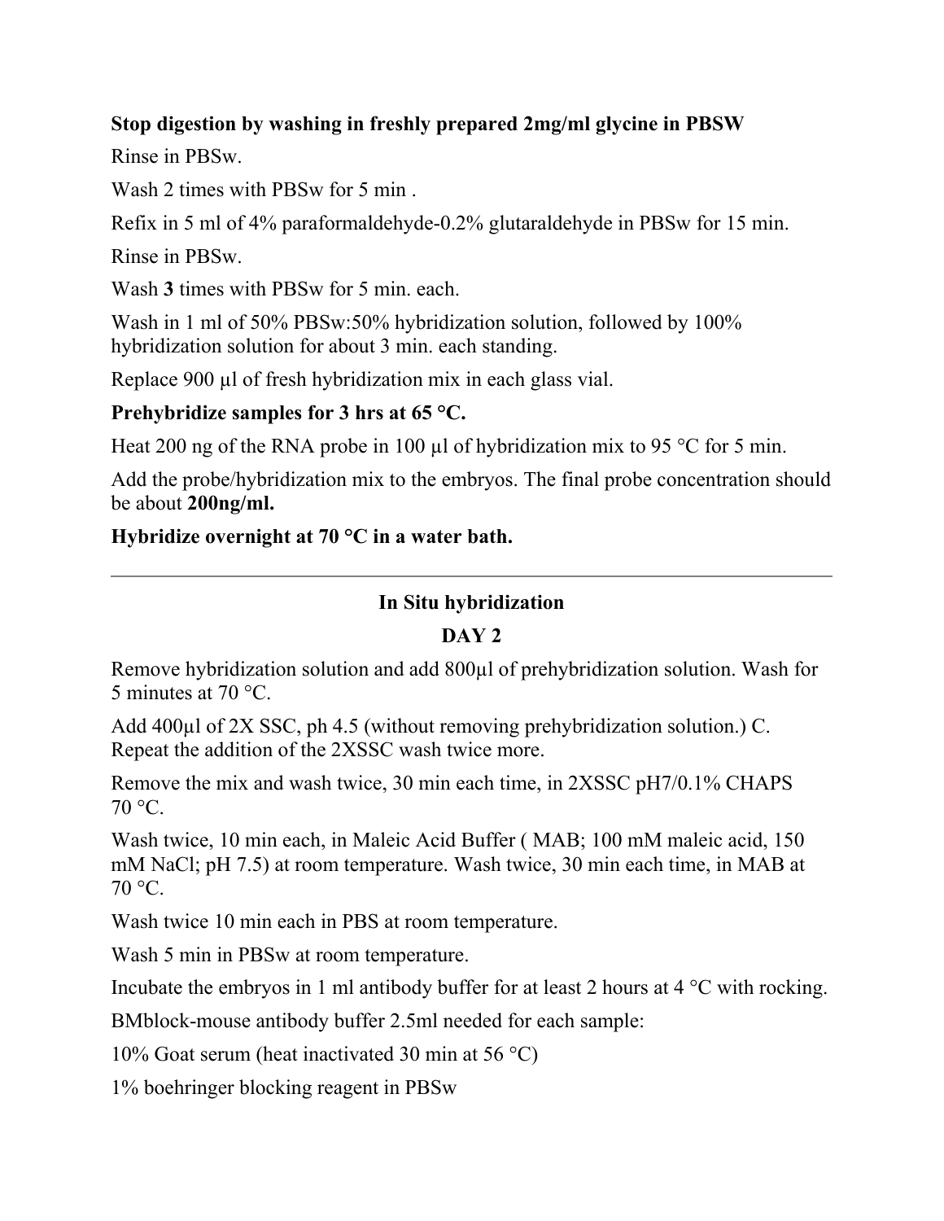**Stop digestion by washing in freshly prepared 2mg/ml glycine in PBSW**

Rinse in PBSw.

Wash 2 times with PBSw for 5 min .

Refix in 5 ml of 4% paraformaldehyde-0.2% glutaraldehyde in PBSw for 15 min.

Rinse in PBSw.

Wash **3** times with PBSw for 5 min. each.

Wash in 1 ml of 50% PBSw:50% hybridization solution, followed by 100% hybridization solution for about 3 min. each standing.

Replace 900 µl of fresh hybridization mix in each glass vial.

**Prehybridize samples for 3 hrs at 65 °C.**

Heat 200 ng of the RNA probe in 100 µl of hybridization mix to 95 °C for 5 min.

Add the probe/hybridization mix to the embryos. The final probe concentration should be about **200ng/ml.**

**Hybridize overnight at 70 °C in a water bath.**

---

## In Situ hybridization

### DAY 2

Remove hybridization solution and add 800µl of prehybridization solution. Wash for 5 minutes at 70 °C.

Add 400µl of 2X SSC, ph 4.5 (without removing prehybridization solution.) C. Repeat the addition of the 2XSSC wash twice more.

Remove the mix and wash twice, 30 min each time, in 2XSSC pH7/0.1% CHAPS 70 °C.

Wash twice, 10 min each, in Maleic Acid Buffer ( MAB; 100 mM maleic acid, 150 mM NaCl; pH 7.5) at room temperature. Wash twice, 30 min each time, in MAB at 70 °C.

Wash twice 10 min each in PBS at room temperature.

Wash 5 min in PBSw at room temperature.

Incubate the embryos in 1 ml antibody buffer for at least 2 hours at 4 °C with rocking.

BMblock-mouse antibody buffer 2.5ml needed for each sample:

10% Goat serum (heat inactivated 30 min at 56 °C)

1% boehringer blocking reagent in PBSw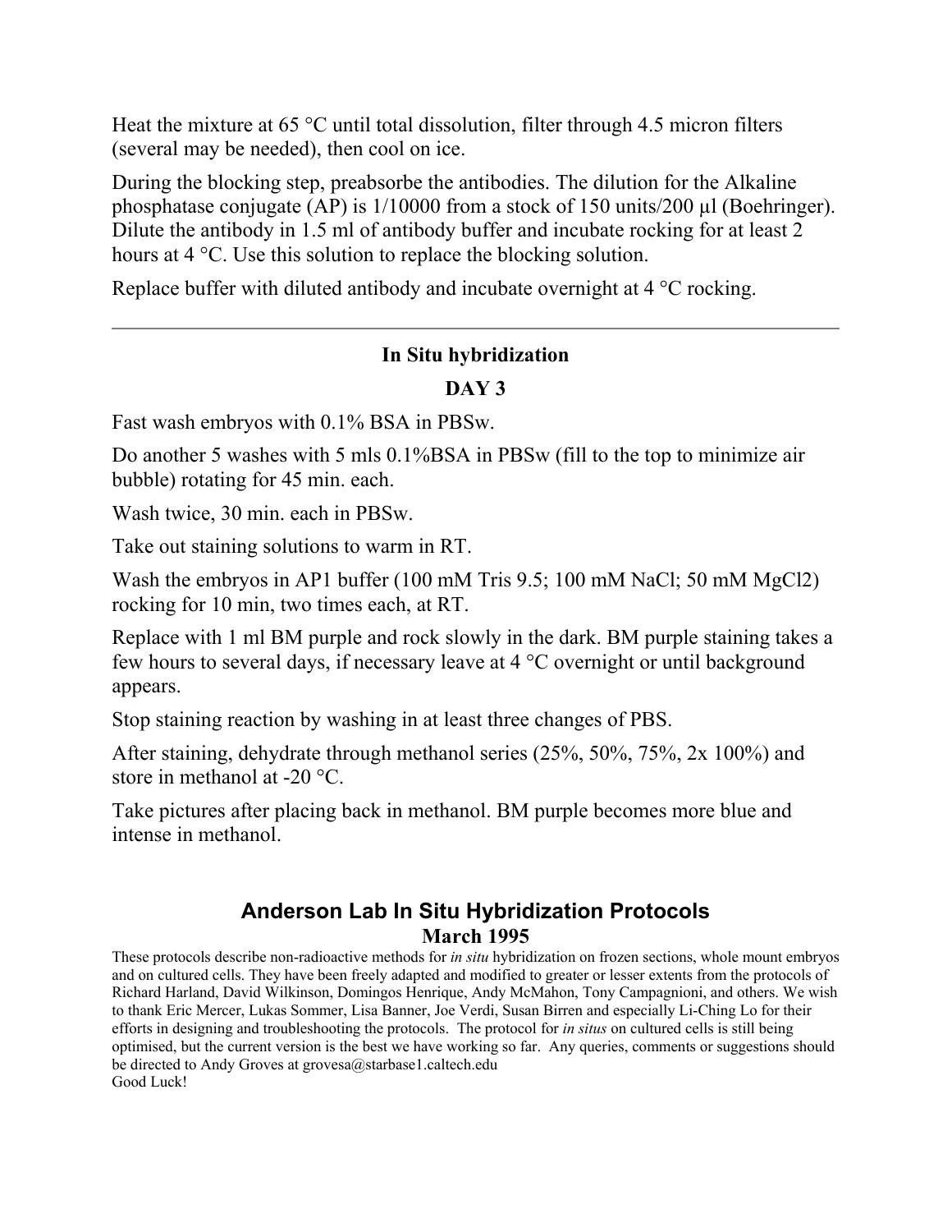Heat the mixture at 65 °C until total dissolution, filter through 4.5 micron filters (several may be needed), then cool on ice.

During the blocking step, preabsorbe the antibodies. The dilution for the Alkaline phosphatase conjugate (AP) is 1/10000 from a stock of 150 units/200 µl (Boehringer). Dilute the antibody in 1.5 ml of antibody buffer and incubate rocking for at least 2 hours at 4 °C. Use this solution to replace the blocking solution.

Replace buffer with diluted antibody and incubate overnight at 4 °C rocking.

---

### In Situ hybridization

### DAY 3

Fast wash embryos with 0.1% BSA in PBSw.

Do another 5 washes with 5 mls 0.1%BSA in PBSw (fill to the top to minimize air bubble) rotating for 45 min. each.

Wash twice, 30 min. each in PBSw.

Take out staining solutions to warm in RT.

Wash the embryos in AP1 buffer (100 mM Tris 9.5; 100 mM NaCl; 50 mM $MgCl_2$) rocking for 10 min, two times each, at RT.

Replace with 1 ml BM purple and rock slowly in the dark. BM purple staining takes a few hours to several days, if necessary leave at 4 °C overnight or until background appears.

Stop staining reaction by washing in at least three changes of PBS.

After staining, dehydrate through methanol series (25%, 50%, 75%, 2x 100%) and store in methanol at -20 °C.

Take pictures after placing back in methanol. BM purple becomes more blue and intense in methanol.

## Anderson Lab In Situ Hybridization Protocols

### March 1995

These protocols describe non-radioactive methods for *in situ* hybridization on frozen sections, whole mount embryos and on cultured cells. They have been freely adapted and modified to greater or lesser extents from the protocols of Richard Harland, David Wilkinson, Domingos Henrique, Andy McMahon, Tony Campagnioni, and others. We wish to thank Eric Mercer, Lukas Sommer, Lisa Banner, Joe Verdi, Susan Birren and especially Li-Ching Lo for their efforts in designing and troubleshooting the protocols. The protocol for *in situs* on cultured cells is still being optimised, but the current version is the best we have working so far. Any queries, comments or suggestions should be directed to Andy Groves at grovesa@starbase1.caltech.edu
Good Luck!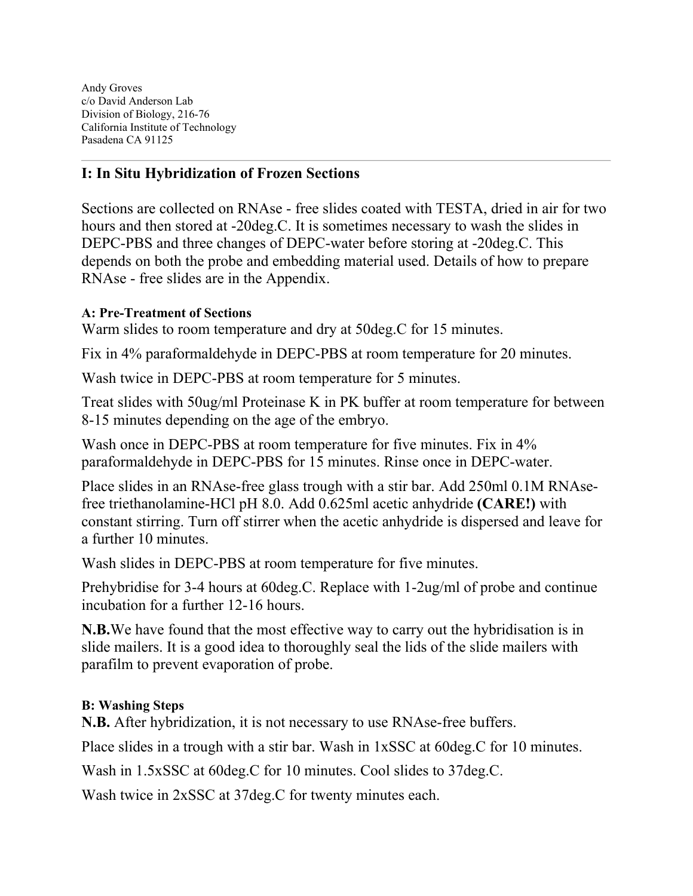Andy Groves
c/o David Anderson Lab
Division of Biology, 216-76
California Institute of Technology
Pasadena CA 91125

---

## I: In Situ Hybridization of Frozen Sections

Sections are collected on RNAse - free slides coated with TESTA, dried in air for two hours and then stored at -20deg.C. It is sometimes necessary to wash the slides in DEPC-PBS and three changes of DEPC-water before storing at -20deg.C. This depends on both the probe and embedding material used. Details of how to prepare RNAse - free slides are in the Appendix.

#### A: Pre-Treatment of Sections

Warm slides to room temperature and dry at 50deg.C for 15 minutes.

Fix in 4% paraformaldehyde in DEPC-PBS at room temperature for 20 minutes.

Wash twice in DEPC-PBS at room temperature for 5 minutes.

Treat slides with 50ug/ml Proteinase K in PK buffer at room temperature for between 8-15 minutes depending on the age of the embryo.

Wash once in DEPC-PBS at room temperature for five minutes. Fix in 4% paraformaldehyde in DEPC-PBS for 15 minutes. Rinse once in DEPC-water.

Place slides in an RNAse-free glass trough with a stir bar. Add 250ml 0.1M RNAse-free triethanolamine-HCl pH 8.0. Add 0.625ml acetic anhydride **(CARE!)** with constant stirring. Turn off stirrer when the acetic anhydride is dispersed and leave for a further 10 minutes.

Wash slides in DEPC-PBS at room temperature for five minutes.

Prehybridise for 3-4 hours at 60deg.C. Replace with 1-2ug/ml of probe and continue incubation for a further 12-16 hours.

**N.B.** We have found that the most effective way to carry out the hybridisation is in slide mailers. It is a good idea to thoroughly seal the lids of the slide mailers with parafilm to prevent evaporation of probe.

#### B: Washing Steps

**N.B.** After hybridization, it is not necessary to use RNAse-free buffers.

Place slides in a trough with a stir bar. Wash in 1xSSC at 60deg.C for 10 minutes.

Wash in 1.5xSSC at 60deg.C for 10 minutes. Cool slides to 37deg.C.

Wash twice in 2xSSC at 37deg.C for twenty minutes each.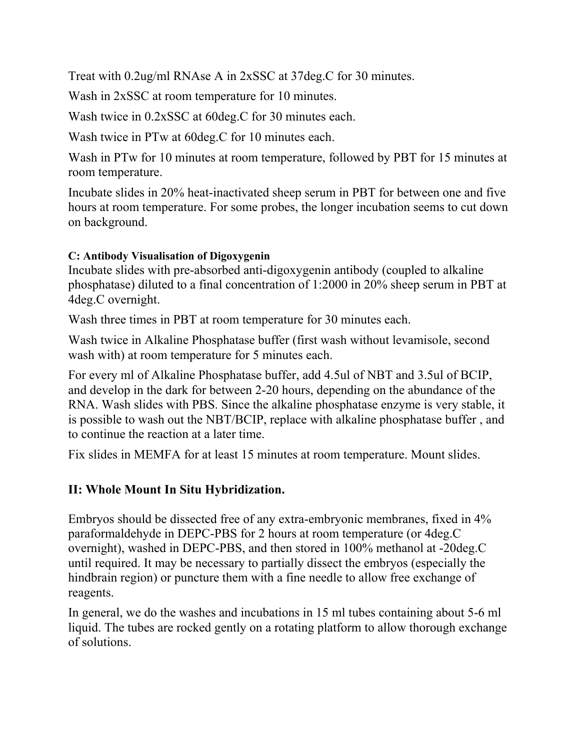Treat with 0.2ug/ml RNAse A in 2xSSC at 37deg.C for 30 minutes.

Wash in 2xSSC at room temperature for 10 minutes.

Wash twice in 0.2xSSC at 60deg.C for 30 minutes each.

Wash twice in PTw at 60deg.C for 10 minutes each.

Wash in PTw for 10 minutes at room temperature, followed by PBT for 15 minutes at room temperature.

Incubate slides in 20% heat-inactivated sheep serum in PBT for between one and five hours at room temperature. For some probes, the longer incubation seems to cut down on background.

#### C: Antibody Visualisation of Digoxygenin

Incubate slides with pre-absorbed anti-digoxygenin antibody (coupled to alkaline phosphatase) diluted to a final concentration of 1:2000 in 20% sheep serum in PBT at 4deg.C overnight.

Wash three times in PBT at room temperature for 30 minutes each.

Wash twice in Alkaline Phosphatase buffer (first wash without levamisole, second wash with) at room temperature for 5 minutes each.

For every ml of Alkaline Phosphatase buffer, add 4.5ul of NBT and 3.5ul of BCIP, and develop in the dark for between 2-20 hours, depending on the abundance of the RNA. Wash slides with PBS. Since the alkaline phosphatase enzyme is very stable, it is possible to wash out the NBT/BCIP, replace with alkaline phosphatase buffer , and to continue the reaction at a later time.

Fix slides in MEMFA for at least 15 minutes at room temperature. Mount slides.

## II: Whole Mount In Situ Hybridization.

Embryos should be dissected free of any extra-embryonic membranes, fixed in 4% paraformaldehyde in DEPC-PBS for 2 hours at room temperature (or 4deg.C overnight), washed in DEPC-PBS, and then stored in 100% methanol at -20deg.C until required. It may be necessary to partially dissect the embryos (especially the hindbrain region) or puncture them with a fine needle to allow free exchange of reagents.

In general, we do the washes and incubations in 15 ml tubes containing about 5-6 ml liquid. The tubes are rocked gently on a rotating platform to allow thorough exchange of solutions.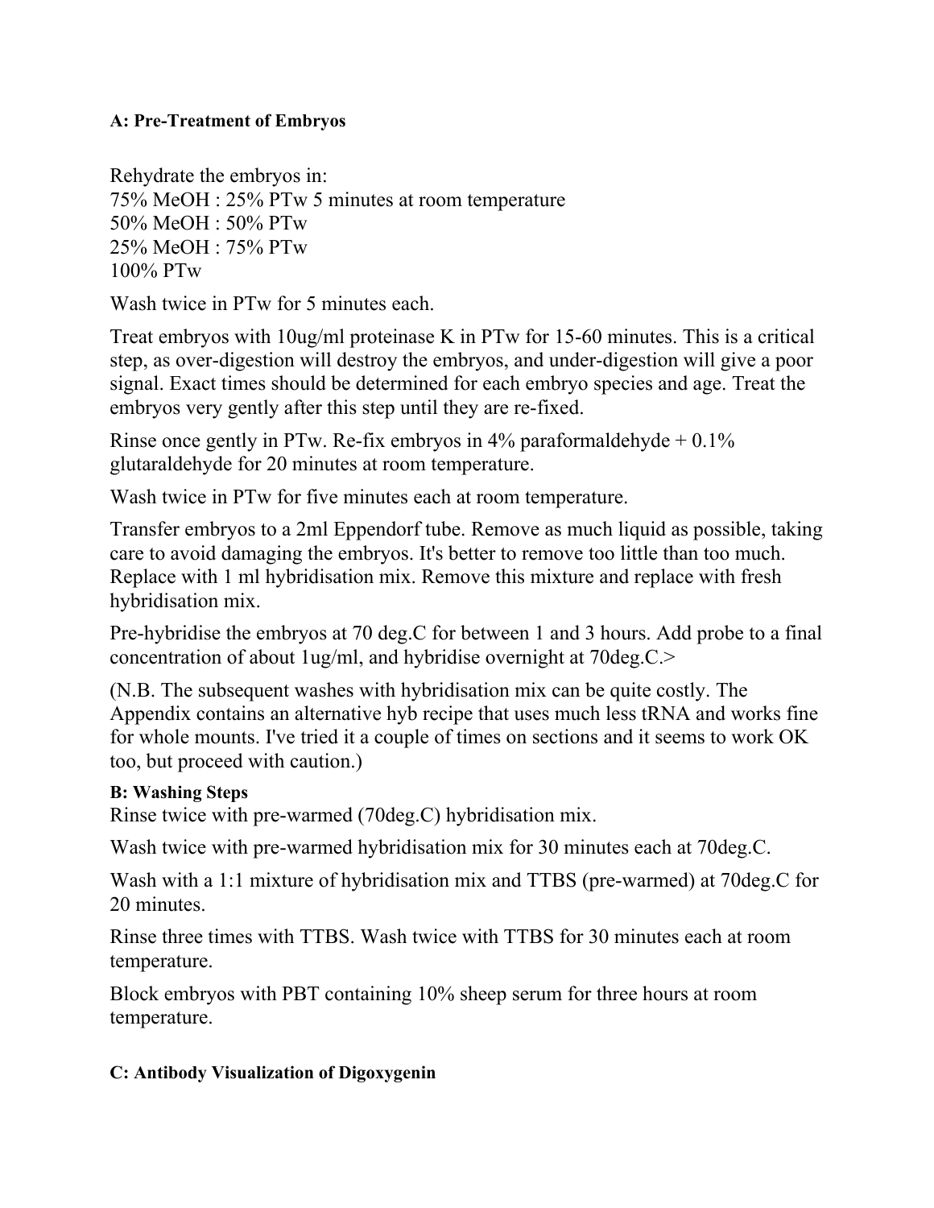**A: Pre-Treatment of Embryos**

Rehydrate the embryos in:
75% MeOH : 25% PTw 5 minutes at room temperature
50% MeOH : 50% PTw
25% MeOH : 75% PTw
100% PTw

Wash twice in PTw for 5 minutes each.

Treat embryos with 10ug/ml proteinase K in PTw for 15-60 minutes. This is a critical step, as over-digestion will destroy the embryos, and under-digestion will give a poor signal. Exact times should be determined for each embryo species and age. Treat the embryos very gently after this step until they are re-fixed.

Rinse once gently in PTw. Re-fix embryos in 4% paraformaldehyde + 0.1% glutaraldehyde for 20 minutes at room temperature.

Wash twice in PTw for five minutes each at room temperature.

Transfer embryos to a 2ml Eppendorf tube. Remove as much liquid as possible, taking care to avoid damaging the embryos. It's better to remove too little than too much. Replace with 1 ml hybridisation mix. Remove this mixture and replace with fresh hybridisation mix.

Pre-hybridise the embryos at 70 deg.C for between 1 and 3 hours. Add probe to a final concentration of about 1ug/ml, and hybridise overnight at 70deg.C.>

(N.B. The subsequent washes with hybridisation mix can be quite costly. The Appendix contains an alternative hyb recipe that uses much less tRNA and works fine for whole mounts. I've tried it a couple of times on sections and it seems to work OK too, but proceed with caution.)

**B: Washing Steps**

Rinse twice with pre-warmed (70deg.C) hybridisation mix.

Wash twice with pre-warmed hybridisation mix for 30 minutes each at 70deg.C.

Wash with a 1:1 mixture of hybridisation mix and TTBS (pre-warmed) at 70deg.C for 20 minutes.

Rinse three times with TTBS. Wash twice with TTBS for 30 minutes each at room temperature.

Block embryos with PBT containing 10% sheep serum for three hours at room temperature.

**C: Antibody Visualization of Digoxygenin**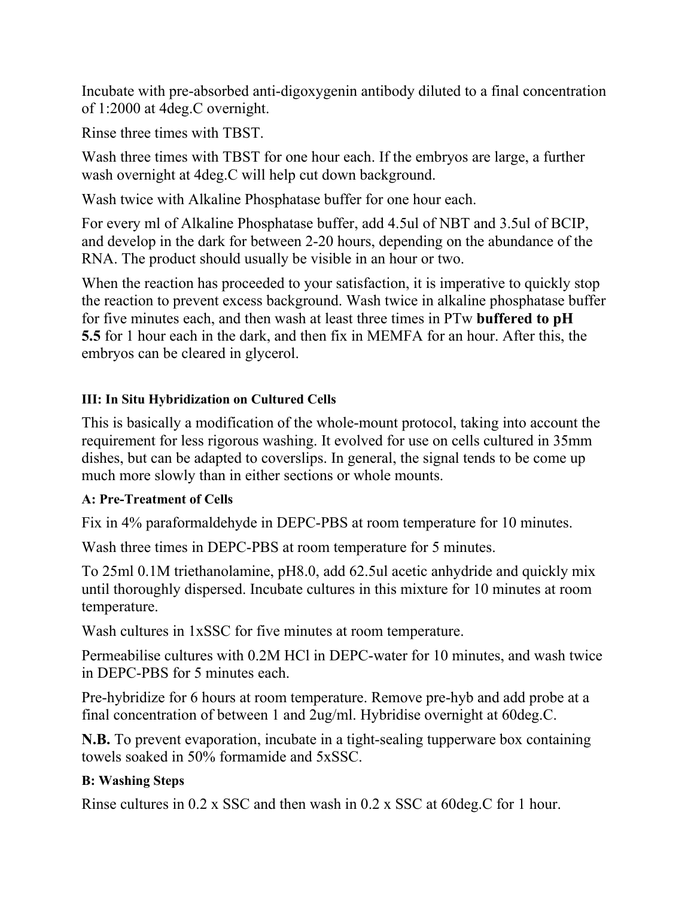Incubate with pre-absorbed anti-digoxygenin antibody diluted to a final concentration of 1:2000 at 4deg.C overnight.

Rinse three times with TBST.

Wash three times with TBST for one hour each. If the embryos are large, a further wash overnight at 4deg.C will help cut down background.

Wash twice with Alkaline Phosphatase buffer for one hour each.

For every ml of Alkaline Phosphatase buffer, add 4.5ul of NBT and 3.5ul of BCIP, and develop in the dark for between 2-20 hours, depending on the abundance of the RNA. The product should usually be visible in an hour or two.

When the reaction has proceeded to your satisfaction, it is imperative to quickly stop the reaction to prevent excess background. Wash twice in alkaline phosphatase buffer for five minutes each, and then wash at least three times in PTw **buffered to pH 5.5** for 1 hour each in the dark, and then fix in MEMFA for an hour. After this, the embryos can be cleared in glycerol.

#### III: In Situ Hybridization on Cultured Cells

This is basically a modification of the whole-mount protocol, taking into account the requirement for less rigorous washing. It evolved for use on cells cultured in 35mm dishes, but can be adapted to coverslips. In general, the signal tends to be come up much more slowly than in either sections or whole mounts.

#### A: Pre-Treatment of Cells

Fix in 4% paraformaldehyde in DEPC-PBS at room temperature for 10 minutes.

Wash three times in DEPC-PBS at room temperature for 5 minutes.

To 25ml 0.1M triethanolamine, pH8.0, add 62.5ul acetic anhydride and quickly mix until thoroughly dispersed. Incubate cultures in this mixture for 10 minutes at room temperature.

Wash cultures in 1xSSC for five minutes at room temperature.

Permeabilise cultures with 0.2M HCl in DEPC-water for 10 minutes, and wash twice in DEPC-PBS for 5 minutes each.

Pre-hybridize for 6 hours at room temperature. Remove pre-hyb and add probe at a final concentration of between 1 and 2ug/ml. Hybridise overnight at 60deg.C.

**N.B.** To prevent evaporation, incubate in a tight-sealing tupperware box containing towels soaked in 50% formamide and 5xSSC.

#### B: Washing Steps

Rinse cultures in 0.2 x SSC and then wash in 0.2 x SSC at 60deg.C for 1 hour.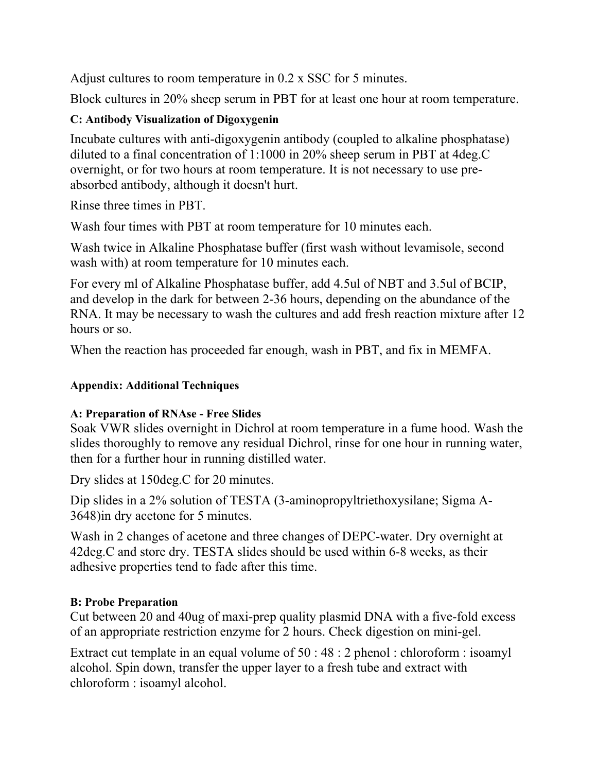Adjust cultures to room temperature in 0.2 x SSC for 5 minutes.

Block cultures in 20% sheep serum in PBT for at least one hour at room temperature.

#### C: Antibody Visualization of Digoxygenin

Incubate cultures with anti-digoxygenin antibody (coupled to alkaline phosphatase) diluted to a final concentration of 1:1000 in 20% sheep serum in PBT at 4deg.C overnight, or for two hours at room temperature. It is not necessary to use pre-absorbed antibody, although it doesn't hurt.

Rinse three times in PBT.

Wash four times with PBT at room temperature for 10 minutes each.

Wash twice in Alkaline Phosphatase buffer (first wash without levamisole, second wash with) at room temperature for 10 minutes each.

For every ml of Alkaline Phosphatase buffer, add 4.5ul of NBT and 3.5ul of BCIP, and develop in the dark for between 2-36 hours, depending on the abundance of the RNA. It may be necessary to wash the cultures and add fresh reaction mixture after 12 hours or so.

When the reaction has proceeded far enough, wash in PBT, and fix in MEMFA.

### Appendix: Additional Techniques

#### A: Preparation of RNAse - Free Slides

Soak VWR slides overnight in Dichrol at room temperature in a fume hood. Wash the slides thoroughly to remove any residual Dichrol, rinse for one hour in running water, then for a further hour in running distilled water.

Dry slides at 150deg.C for 20 minutes.

Dip slides in a 2% solution of TESTA (3-aminopropyltriethoxysilane; Sigma A-3648)in dry acetone for 5 minutes.

Wash in 2 changes of acetone and three changes of DEPC-water. Dry overnight at 42deg.C and store dry. TESTA slides should be used within 6-8 weeks, as their adhesive properties tend to fade after this time.

#### B: Probe Preparation

Cut between 20 and 40ug of maxi-prep quality plasmid DNA with a five-fold excess of an appropriate restriction enzyme for 2 hours. Check digestion on mini-gel.

Extract cut template in an equal volume of 50 : 48 : 2 phenol : chloroform : isoamyl alcohol. Spin down, transfer the upper layer to a fresh tube and extract with chloroform : isoamyl alcohol.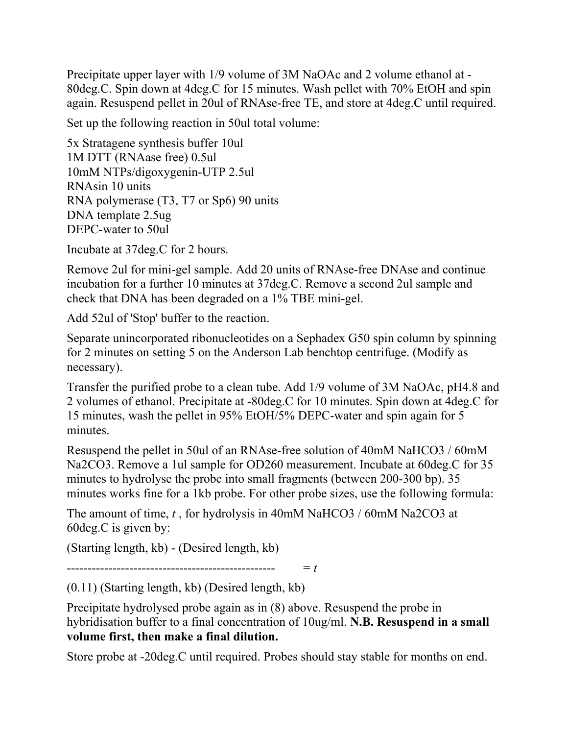Precipitate upper layer with 1/9 volume of 3M NaOAc and 2 volume ethanol at -80deg.C. Spin down at 4deg.C for 15 minutes. Wash pellet with 70% EtOH and spin again. Resuspend pellet in 20ul of RNAse-free TE, and store at 4deg.C until required.

Set up the following reaction in 50ul total volume:

5x Stratagene synthesis buffer 10ul
1M DTT (RNAase free) 0.5ul
10mM NTPs/digoxygenin-UTP 2.5ul
RNAsin 10 units
RNA polymerase (T3, T7 or Sp6) 90 units
DNA template 2.5ug
DEPC-water to 50ul

Incubate at 37deg.C for 2 hours.

Remove 2ul for mini-gel sample. Add 20 units of RNAse-free DNAse and continue incubation for a further 10 minutes at 37deg.C. Remove a second 2ul sample and check that DNA has been degraded on a 1% TBE mini-gel.

Add 52ul of 'Stop' buffer to the reaction.

Separate unincorporated ribonucleotides on a Sephadex G50 spin column by spinning for 2 minutes on setting 5 on the Anderson Lab benchtop centrifuge. (Modify as necessary).

Transfer the purified probe to a clean tube. Add 1/9 volume of 3M NaOAc, pH4.8 and 2 volumes of ethanol. Precipitate at -80deg.C for 10 minutes. Spin down at 4deg.C for 15 minutes, wash the pellet in 95% EtOH/5% DEPC-water and spin again for 5 minutes.

Resuspend the pellet in 50ul of an RNAse-free solution of 40mM $NaHCO_3$ / 60mM $Na_2CO_3$. Remove a 1ul sample for OD260 measurement. Incubate at 60deg.C for 35 minutes to hydrolyse the probe into small fragments (between 200-300 bp). 35 minutes works fine for a 1kb probe. For other probe sizes, use the following formula:

The amount of time, *t* , for hydrolysis in 40mM $NaHCO_3$ / 60mM $Na_2CO_3$ at 60deg.C is given by:

$$\frac{(\text{Starting length, kb}) - (\text{Desired length, kb})}{(0.11)\,(\text{Starting length, kb})\,(\text{Desired length, kb})} = t$$

Precipitate hydrolysed probe again as in (8) above. Resuspend the probe in hybridisation buffer to a final concentration of 10ug/ml. **N.B. Resuspend in a small volume first, then make a final dilution.**

Store probe at -20deg.C until required. Probes should stay stable for months on end.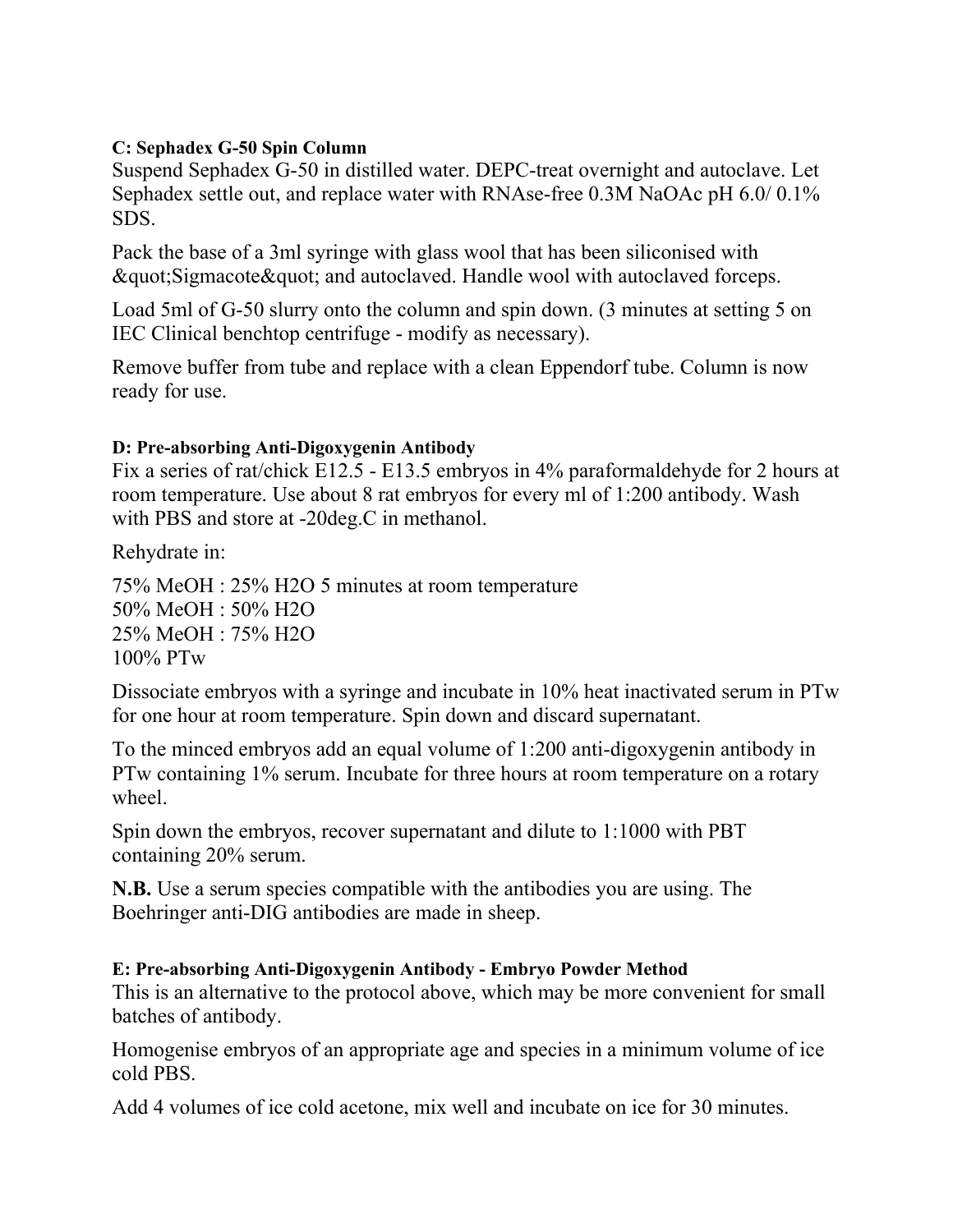### C: Sephadex G-50 Spin Column

Suspend Sephadex G-50 in distilled water. DEPC-treat overnight and autoclave. Let Sephadex settle out, and replace water with RNAse-free 0.3M NaOAc pH 6.0/ 0.1% SDS.

Pack the base of a 3ml syringe with glass wool that has been siliconised with &quot;Sigmacote&quot; and autoclaved. Handle wool with autoclaved forceps.

Load 5ml of G-50 slurry onto the column and spin down. (3 minutes at setting 5 on IEC Clinical benchtop centrifuge - modify as necessary).

Remove buffer from tube and replace with a clean Eppendorf tube. Column is now ready for use.

### D: Pre-absorbing Anti-Digoxygenin Antibody

Fix a series of rat/chick E12.5 - E13.5 embryos in 4% paraformaldehyde for 2 hours at room temperature. Use about 8 rat embryos for every ml of 1:200 antibody. Wash with PBS and store at -20deg.C in methanol.

Rehydrate in:

75% MeOH : 25% $H_2O$ 5 minutes at room temperature
50% MeOH : 50% $H_2O$
25% MeOH : 75% $H_2O$
100% PTw

Dissociate embryos with a syringe and incubate in 10% heat inactivated serum in PTw for one hour at room temperature. Spin down and discard supernatant.

To the minced embryos add an equal volume of 1:200 anti-digoxygenin antibody in PTw containing 1% serum. Incubate for three hours at room temperature on a rotary wheel.

Spin down the embryos, recover supernatant and dilute to 1:1000 with PBT containing 20% serum.

**N.B.** Use a serum species compatible with the antibodies you are using. The Boehringer anti-DIG antibodies are made in sheep.

### E: Pre-absorbing Anti-Digoxygenin Antibody - Embryo Powder Method

This is an alternative to the protocol above, which may be more convenient for small batches of antibody.

Homogenise embryos of an appropriate age and species in a minimum volume of ice cold PBS.

Add 4 volumes of ice cold acetone, mix well and incubate on ice for 30 minutes.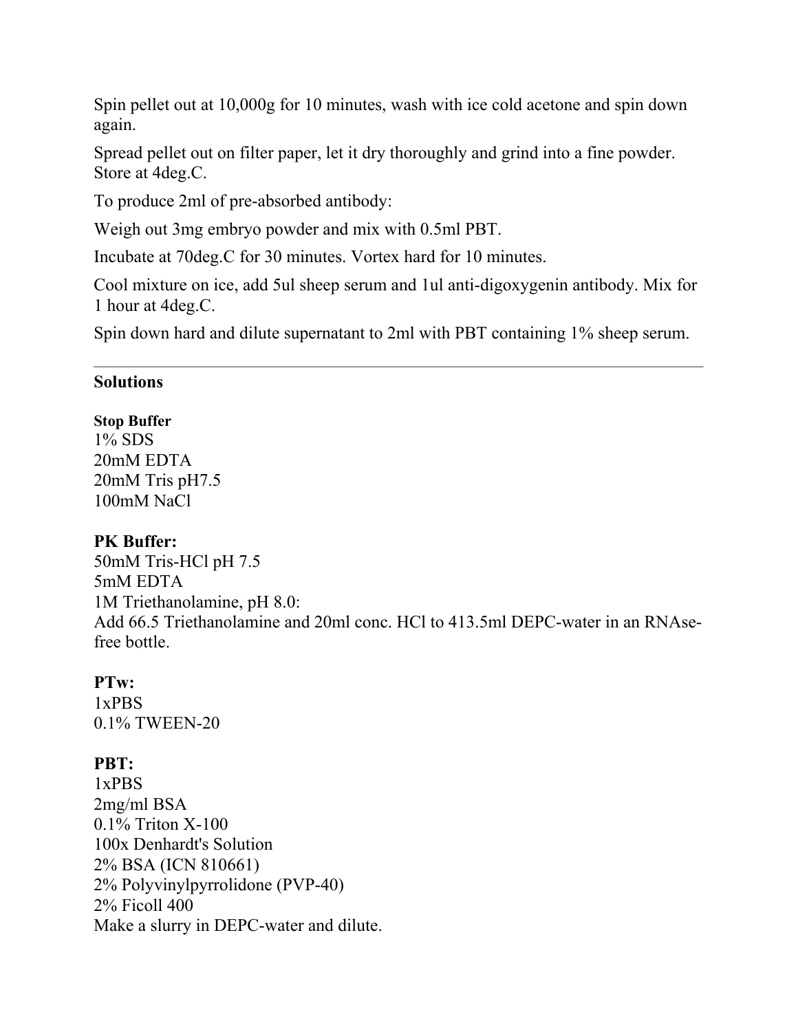Spin pellet out at 10,000g for 10 minutes, wash with ice cold acetone and spin down again.

Spread pellet out on filter paper, let it dry thoroughly and grind into a fine powder. Store at 4deg.C.

To produce 2ml of pre-absorbed antibody:

Weigh out 3mg embryo powder and mix with 0.5ml PBT.

Incubate at 70deg.C for 30 minutes. Vortex hard for 10 minutes.

Cool mixture on ice, add 5ul sheep serum and 1ul anti-digoxygenin antibody. Mix for 1 hour at 4deg.C.

Spin down hard and dilute supernatant to 2ml with PBT containing 1% sheep serum.

---

## Solutions

**Stop Buffer**
1% SDS
20mM EDTA
20mM Tris pH7.5
100mM NaCl

**PK Buffer:**
50mM Tris-HCl pH 7.5
5mM EDTA
1M Triethanolamine, pH 8.0:
Add 66.5 Triethanolamine and 20ml conc. HCl to 413.5ml DEPC-water in an RNAse-free bottle.

**PTw:**
1xPBS
0.1% TWEEN-20

**PBT:**
1xPBS
2mg/ml BSA
0.1% Triton X-100
100x Denhardt's Solution
2% BSA (ICN 810661)
2% Polyvinylpyrrolidone (PVP-40)
2% Ficoll 400
Make a slurry in DEPC-water and dilute.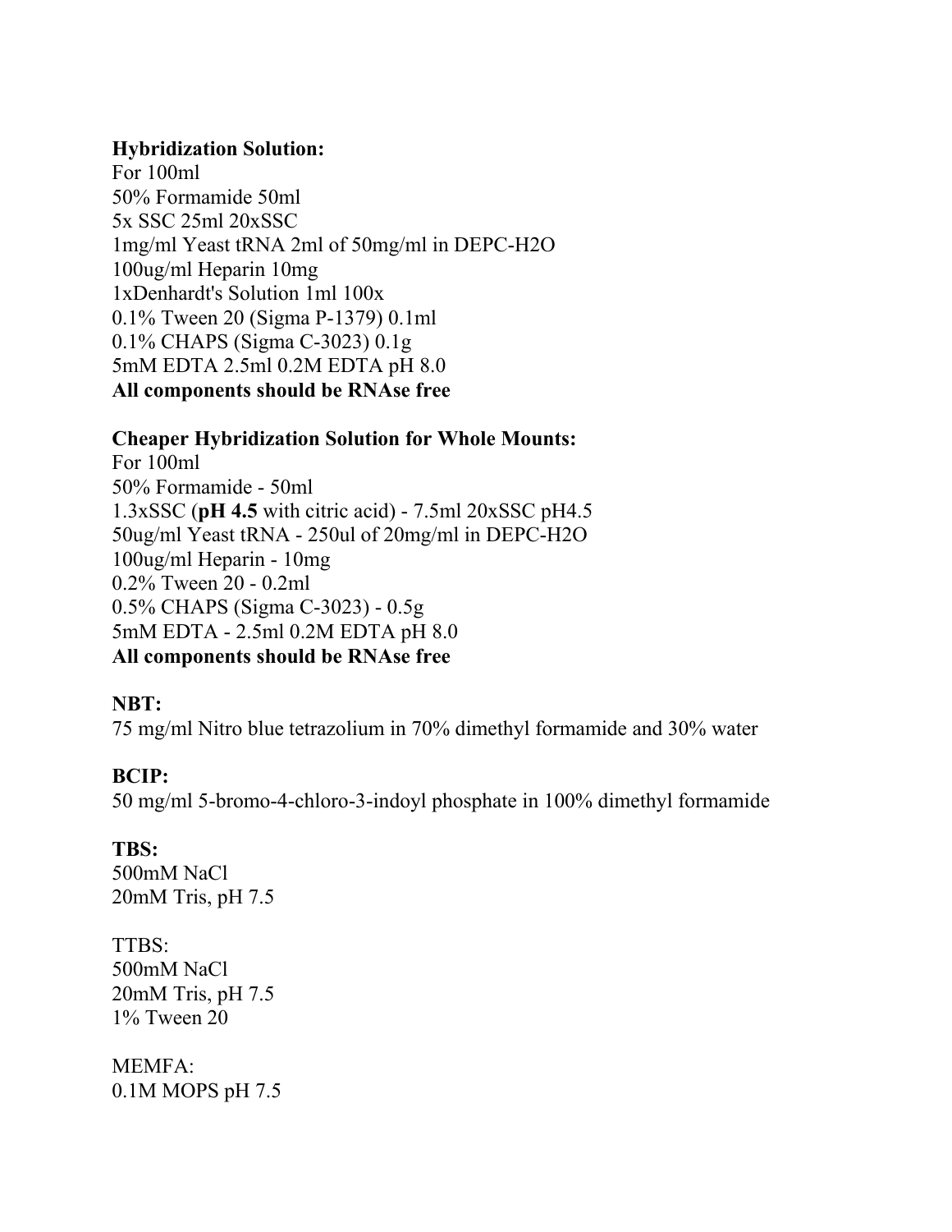**Hybridization Solution:**
For 100ml
50% Formamide 50ml
5x SSC 25ml 20xSSC
1mg/ml Yeast tRNA 2ml of 50mg/ml in DEPC-H2O
100ug/ml Heparin 10mg
1xDenhardt's Solution 1ml 100x
0.1% Tween 20 (Sigma P-1379) 0.1ml
0.1% CHAPS (Sigma C-3023) 0.1g
5mM EDTA 2.5ml 0.2M EDTA pH 8.0
**All components should be RNAse free**

**Cheaper Hybridization Solution for Whole Mounts:**
For 100ml
50% Formamide - 50ml
1.3xSSC (**pH 4.5** with citric acid) - 7.5ml 20xSSC pH4.5
50ug/ml Yeast tRNA - 250ul of 20mg/ml in DEPC-H2O
100ug/ml Heparin - 10mg
0.2% Tween 20 - 0.2ml
0.5% CHAPS (Sigma C-3023) - 0.5g
5mM EDTA - 2.5ml 0.2M EDTA pH 8.0
**All components should be RNAse free**

**NBT:**
75 mg/ml Nitro blue tetrazolium in 70% dimethyl formamide and 30% water

**BCIP:**
50 mg/ml 5-bromo-4-chloro-3-indoyl phosphate in 100% dimethyl formamide

**TBS:**
500mM NaCl
20mM Tris, pH 7.5

TTBS:
500mM NaCl
20mM Tris, pH 7.5
1% Tween 20

MEMFA:
0.1M MOPS pH 7.5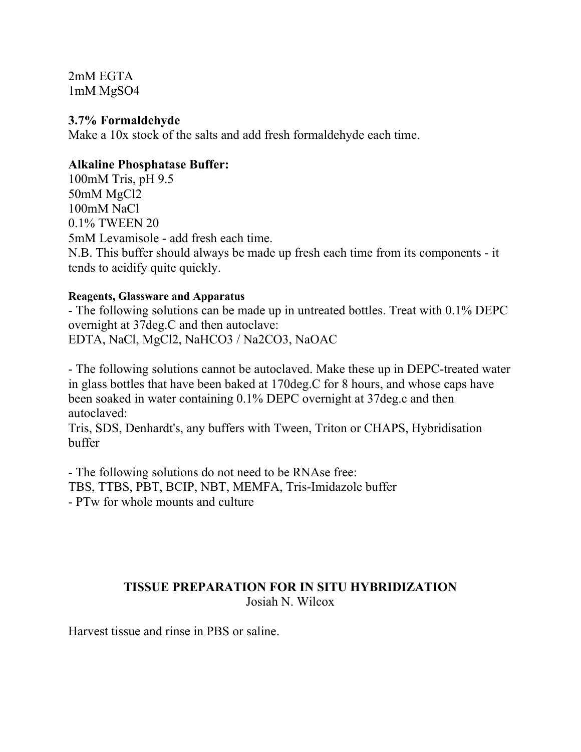2mM EGTA
1mM $MgSO_4$

**3.7% Formaldehyde**
Make a 10x stock of the salts and add fresh formaldehyde each time.

**Alkaline Phosphatase Buffer:**
100mM Tris, pH 9.5
50mM $MgCl_2$
100mM NaCl
0.1% TWEEN 20
5mM Levamisole - add fresh each time.
N.B. This buffer should always be made up fresh each time from its components - it tends to acidify quite quickly.

**Reagents, Glassware and Apparatus**

- The following solutions can be made up in untreated bottles. Treat with 0.1% DEPC overnight at 37deg.C and then autoclave:
EDTA, NaCl, $MgCl_2$, $NaHCO_3$ / $Na_2CO_3$, NaOAC

- The following solutions cannot be autoclaved. Make these up in DEPC-treated water in glass bottles that have been baked at 170deg.C for 8 hours, and whose caps have been soaked in water containing 0.1% DEPC overnight at 37deg.c and then autoclaved:
Tris, SDS, Denhardt's, any buffers with Tween, Triton or CHAPS, Hybridisation buffer

- The following solutions do not need to be RNAse free:
TBS, TTBS, PBT, BCIP, NBT, MEMFA, Tris-Imidazole buffer
- PTw for whole mounts and culture

## TISSUE PREPARATION FOR IN SITU HYBRIDIZATION

Josiah N. Wilcox

Harvest tissue and rinse in PBS or saline.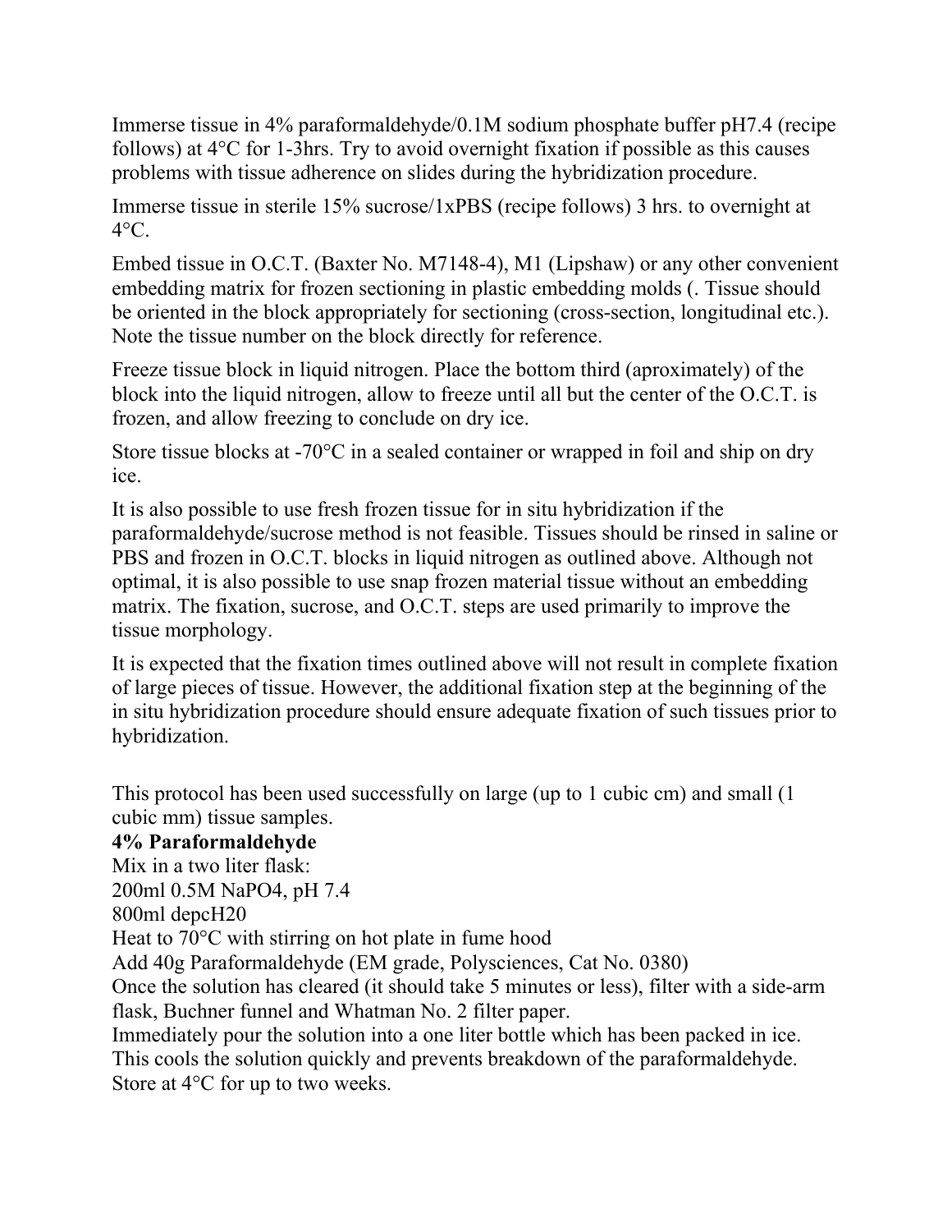Immerse tissue in 4% paraformaldehyde/0.1M sodium phosphate buffer pH7.4 (recipe follows) at 4°C for 1-3hrs. Try to avoid overnight fixation if possible as this causes problems with tissue adherence on slides during the hybridization procedure.

Immerse tissue in sterile 15% sucrose/1xPBS (recipe follows) 3 hrs. to overnight at 4°C.

Embed tissue in O.C.T. (Baxter No. M7148-4), M1 (Lipshaw) or any other convenient embedding matrix for frozen sectioning in plastic embedding molds (. Tissue should be oriented in the block appropriately for sectioning (cross-section, longitudinal etc.). Note the tissue number on the block directly for reference.

Freeze tissue block in liquid nitrogen. Place the bottom third (aproximately) of the block into the liquid nitrogen, allow to freeze until all but the center of the O.C.T. is frozen, and allow freezing to conclude on dry ice.

Store tissue blocks at -70°C in a sealed container or wrapped in foil and ship on dry ice.

It is also possible to use fresh frozen tissue for in situ hybridization if the paraformaldehyde/sucrose method is not feasible. Tissues should be rinsed in saline or PBS and frozen in O.C.T. blocks in liquid nitrogen as outlined above. Although not optimal, it is also possible to use snap frozen material tissue without an embedding matrix. The fixation, sucrose, and O.C.T. steps are used primarily to improve the tissue morphology.

It is expected that the fixation times outlined above will not result in complete fixation of large pieces of tissue. However, the additional fixation step at the beginning of the in situ hybridization procedure should ensure adequate fixation of such tissues prior to hybridization.

This protocol has been used successfully on large (up to 1 cubic cm) and small (1 cubic mm) tissue samples.

**4% Paraformaldehyde**

Mix in a two liter flask:
200ml 0.5M $NaPO_4$, pH 7.4
800ml depc$H_2O$
Heat to 70°C with stirring on hot plate in fume hood
Add 40g Paraformaldehyde (EM grade, Polysciences, Cat No. 0380)
Once the solution has cleared (it should take 5 minutes or less), filter with a side-arm flask, Buchner funnel and Whatman No. 2 filter paper.
Immediately pour the solution into a one liter bottle which has been packed in ice. This cools the solution quickly and prevents breakdown of the paraformaldehyde.
Store at 4°C for up to two weeks.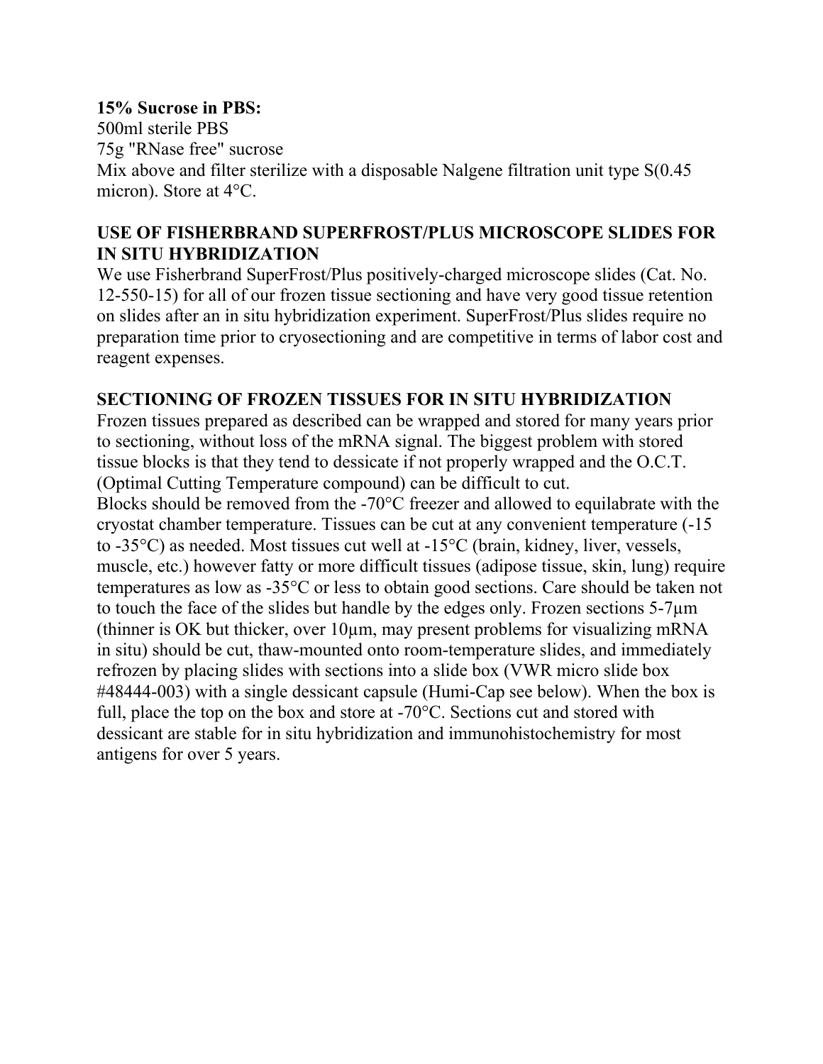**15% Sucrose in PBS:**
500ml sterile PBS
75g "RNase free" sucrose
Mix above and filter sterilize with a disposable Nalgene filtration unit type S(0.45 micron). Store at 4°C.

**USE OF FISHERBRAND SUPERFROST/PLUS MICROSCOPE SLIDES FOR IN SITU HYBRIDIZATION**

We use Fisherbrand SuperFrost/Plus positively-charged microscope slides (Cat. No. 12-550-15) for all of our frozen tissue sectioning and have very good tissue retention on slides after an in situ hybridization experiment. SuperFrost/Plus slides require no preparation time prior to cryosectioning and are competitive in terms of labor cost and reagent expenses.

**SECTIONING OF FROZEN TISSUES FOR IN SITU HYBRIDIZATION**

Frozen tissues prepared as described can be wrapped and stored for many years prior to sectioning, without loss of the mRNA signal. The biggest problem with stored tissue blocks is that they tend to dessicate if not properly wrapped and the O.C.T. (Optimal Cutting Temperature compound) can be difficult to cut.

Blocks should be removed from the -70°C freezer and allowed to equilabrate with the cryostat chamber temperature. Tissues can be cut at any convenient temperature (-15 to -35°C) as needed. Most tissues cut well at -15°C (brain, kidney, liver, vessels, muscle, etc.) however fatty or more difficult tissues (adipose tissue, skin, lung) require temperatures as low as -35°C or less to obtain good sections. Care should be taken not to touch the face of the slides but handle by the edges only. Frozen sections 5-7µm (thinner is OK but thicker, over 10µm, may present problems for visualizing mRNA in situ) should be cut, thaw-mounted onto room-temperature slides, and immediately refrozen by placing slides with sections into a slide box (VWR micro slide box #48444-003) with a single dessicant capsule (Humi-Cap see below). When the box is full, place the top on the box and store at -70°C. Sections cut and stored with dessicant are stable for in situ hybridization and immunohistochemistry for most antigens for over 5 years.